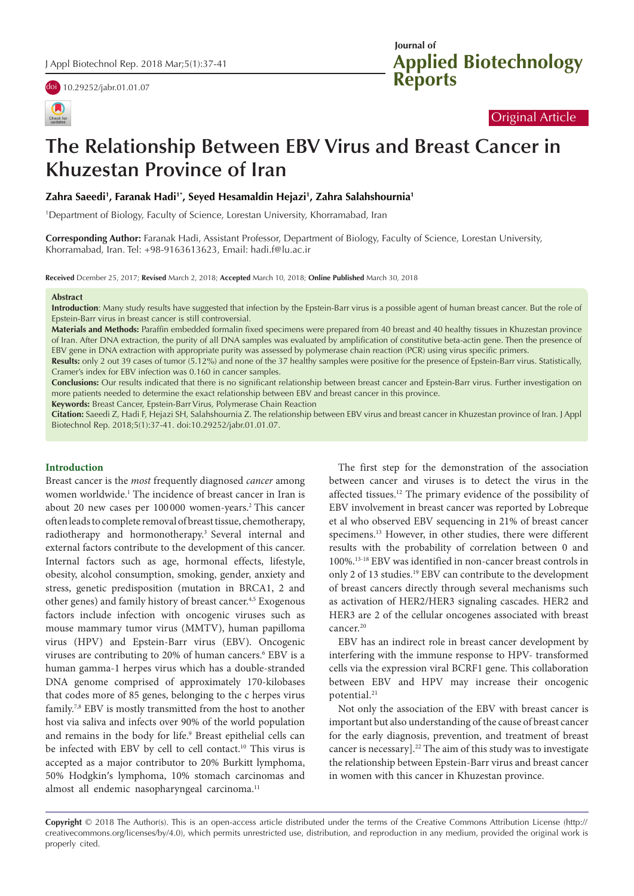Original Article

# The Relationship Between EBV Virus and Breast Cancer in Khuzestan Province of Iran

**Zahra Saeedi[1], Faranak Hadi[1*], Seyed Hesamaldin Hejazi[1], Zahra Salahshournia[1]**

[1]Department of Biology, Faculty of Science, Lorestan University, Khorramabad, Iran

**Corresponding Author:** Faranak Hadi, Assistant Professor, Department of Biology, Faculty of Science, Lorestan University, Khorramabad, Iran. Tel: +98-9163613623, Email: hadi.f@lu.ac.ir

**Received** Dcember 25, 2017; **Revised** March 2, 2018; **Accepted** March 10, 2018; **Online Published** March 30, 2018

#### Abstract

**Introduction**: Many study results have suggested that infection by the Epstein-Barr virus is a possible agent of human breast cancer. But the role of Epstein-Barr virus in breast cancer is still controversial.

**Materials and Methods:** Paraffin embedded formalin fixed specimens were prepared from 40 breast and 40 healthy tissues in Khuzestan province of Iran. After DNA extraction, the purity of all DNA samples was evaluated by amplification of constitutive beta-actin gene. Then the presence of EBV gene in DNA extraction with appropriate purity was assessed by polymerase chain reaction (PCR) using virus specific primers.

**Results:** only 2 out 39 cases of tumor (5.12%) and none of the 37 healthy samples were positive for the presence of Epstein-Barr virus. Statistically, Cramer's index for EBV infection was 0.160 in cancer samples.

**Conclusions:** Our results indicated that there is no significant relationship between breast cancer and Epstein-Barr virus. Further investigation on more patients needed to determine the exact relationship between EBV and breast cancer in this province.

**Keywords:** Breast Cancer, Epstein-Barr Virus, Polymerase Chain Reaction

**Citation:** Saeedi Z, Hadi F, Hejazi SH, Salahshournia Z. The relationship between EBV virus and breast cancer in Khuzestan province of Iran. J Appl Biotechnol Rep. 2018;5(1):37-41. doi:10.29252/jabr.01.01.07.

## Introduction

Breast cancer is the *most* frequently diagnosed *cancer* among women worldwide.[1] The incidence of breast cancer in Iran is about 20 new cases per 100 000 women-years.[2] This cancer often leads to complete removal of breast tissue, chemotherapy, radiotherapy and hormonotherapy.[3] Several internal and external factors contribute to the development of this cancer. Internal factors such as age, hormonal effects, lifestyle, obesity, alcohol consumption, smoking, gender, anxiety and stress, genetic predisposition (mutation in BRCA1, 2 and other genes) and family history of breast cancer.[4,5] Exogenous factors include infection with oncogenic viruses such as mouse mammary tumor virus (MMTV), human papilloma virus (HPV) and Epstein-Barr virus (EBV). Oncogenic viruses are contributing to 20% of human cancers.[6] EBV is a human gamma-1 herpes virus which has a double-stranded DNA genome comprised of approximately 170-kilobases that codes more of 85 genes, belonging to the c herpes virus family.[7,8] EBV is mostly transmitted from the host to another host via saliva and infects over 90% of the world population and remains in the body for life.[9] Breast epithelial cells can be infected with EBV by cell to cell contact.[10] This virus is accepted as a major contributor to 20% Burkitt lymphoma, 50% Hodgkin's lymphoma, 10% stomach carcinomas and almost all endemic nasopharyngeal carcinoma.[11]

The first step for the demonstration of the association between cancer and viruses is to detect the virus in the affected tissues.[12] The primary evidence of the possibility of EBV involvement in breast cancer was reported by Lobreque et al who observed EBV sequencing in 21% of breast cancer specimens.[13] However, in other studies, there were different results with the probability of correlation between 0 and 100%.[13-18] EBV was identified in non-cancer breast controls in only 2 of 13 studies.[19] EBV can contribute to the development of breast cancers directly through several mechanisms such as activation of HER2/HER3 signaling cascades. HER2 and HER3 are 2 of the cellular oncogenes associated with breast cancer.[20]

EBV has an indirect role in breast cancer development by interfering with the immune response to HPV- transformed cells via the expression viral BCRF1 gene. This collaboration between EBV and HPV may increase their oncogenic potential.[21]

Not only the association of the EBV with breast cancer is important but also understanding of the cause of breast cancer for the early diagnosis, prevention, and treatment of breast cancer is necessary].[22] The aim of this study was to investigate the relationship between Epstein-Barr virus and breast cancer in women with this cancer in Khuzestan province.

**Copyright** © 2018 The Author(s). This is an open-access article distributed under the terms of the Creative Commons Attribution License (http://creativecommons.org/licenses/by/4.0), which permits unrestricted use, distribution, and reproduction in any medium, provided the original work is properly cited.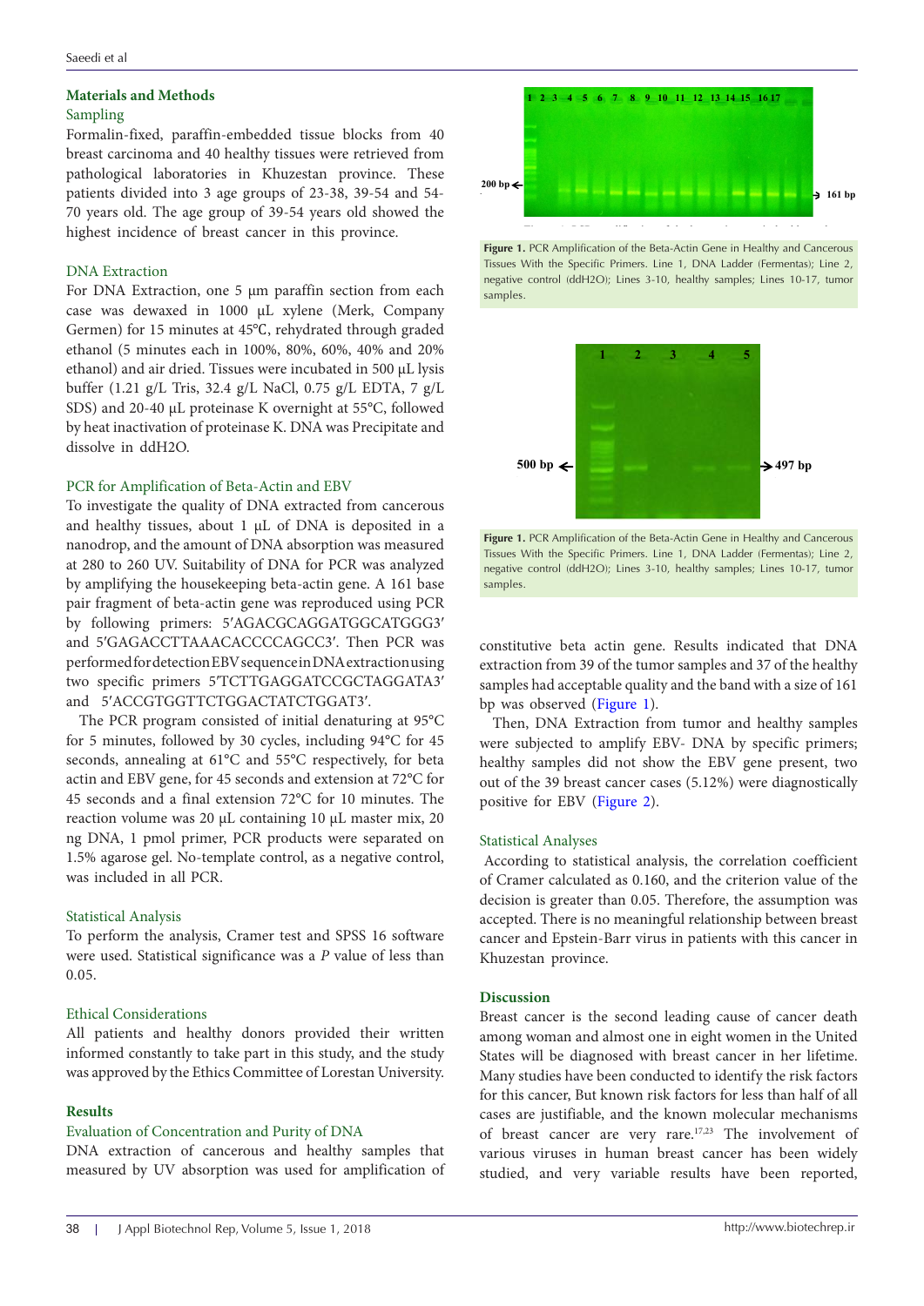## Materials and Methods

### Sampling

Formalin-fixed, paraffin-embedded tissue blocks from 40 breast carcinoma and 40 healthy tissues were retrieved from pathological laboratories in Khuzestan province. These patients divided into 3 age groups of 23-38, 39-54 and 54-70 years old. The age group of 39-54 years old showed the highest incidence of breast cancer in this province.

### DNA Extraction

For DNA Extraction, one 5 µm paraffin section from each case was dewaxed in 1000 µL xylene (Merk, Company Germen) for 15 minutes at 45℃, rehydrated through graded ethanol (5 minutes each in 100%, 80%, 60%, 40% and 20% ethanol) and air dried. Tissues were incubated in 500 µL lysis buffer (1.21 g/L Tris, 32.4 g/L NaCl, 0.75 g/L EDTA, 7 g/L SDS) and 20-40 µL proteinase K overnight at 55°C, followed by heat inactivation of proteinase K. DNA was Precipitate and dissolve in ddH2O.

### PCR for Amplification of Beta-Actin and EBV

To investigate the quality of DNA extracted from cancerous and healthy tissues, about 1 µL of DNA is deposited in a nanodrop, and the amount of DNA absorption was measured at 280 to 260 UV. Suitability of DNA for PCR was analyzed by amplifying the housekeeping beta-actin gene. A 161 base pair fragment of beta-actin gene was reproduced using PCR by following primers: 5′AGACGCAGGATGGCATGGG3′ and 5′GAGACCTTAAACACCCCAGCC3′. Then PCR was performed for detection EBV sequence in DNA extraction using two specific primers 5′TCTTGAGGATCCGCTAGGATA3′ and 5′ACCGTGGTTCTGGACTATCTGGAT3′.

The PCR program consisted of initial denaturing at 95°C for 5 minutes, followed by 30 cycles, including 94°C for 45 seconds, annealing at 61°C and 55°C respectively, for beta actin and EBV gene, for 45 seconds and extension at 72°C for 45 seconds and a final extension 72°C for 10 minutes. The reaction volume was 20 µL containing 10 µL master mix, 20 ng DNA, 1 pmol primer, PCR products were separated on 1.5% agarose gel. No-template control, as a negative control, was included in all PCR.

### Statistical Analysis

To perform the analysis, Cramer test and SPSS 16 software were used. Statistical significance was a *P* value of less than 0.05.

### Ethical Considerations

All patients and healthy donors provided their written informed constantly to take part in this study, and the study was approved by the Ethics Committee of Lorestan University.

## Results

### Evaluation of Concentration and Purity of DNA

DNA extraction of cancerous and healthy samples that measured by UV absorption was used for amplification of constitutive beta actin gene. Results indicated that DNA extraction from 39 of the tumor samples and 37 of the healthy samples had acceptable quality and the band with a size of 161 bp was observed (Figure 1).

**Figure 1.** PCR Amplification of the Beta-Actin Gene in Healthy and Cancerous Tissues With the Specific Primers. Line 1, DNA Ladder (Fermentas); Line 2, negative control (ddH2O); Lines 3-10, healthy samples; Lines 10-17, tumor samples.

**Figure 1.** PCR Amplification of the Beta-Actin Gene in Healthy and Cancerous Tissues With the Specific Primers. Line 1, DNA Ladder (Fermentas); Line 2, negative control (ddH2O); Lines 3-10, healthy samples; Lines 10-17, tumor samples.

Then, DNA Extraction from tumor and healthy samples were subjected to amplify EBV- DNA by specific primers; healthy samples did not show the EBV gene present, two out of the 39 breast cancer cases (5.12%) were diagnostically positive for EBV (Figure 2).

### Statistical Analyses

According to statistical analysis, the correlation coefficient of Cramer calculated as 0.160, and the criterion value of the decision is greater than 0.05. Therefore, the assumption was accepted. There is no meaningful relationship between breast cancer and Epstein-Barr virus in patients with this cancer in Khuzestan province.

## Discussion

Breast cancer is the second leading cause of cancer death among woman and almost one in eight women in the United States will be diagnosed with breast cancer in her lifetime. Many studies have been conducted to identify the risk factors for this cancer, But known risk factors for less than half of all cases are justifiable, and the known molecular mechanisms of breast cancer are very rare.[17,23] The involvement of various viruses in human breast cancer has been widely studied, and very variable results have been reported,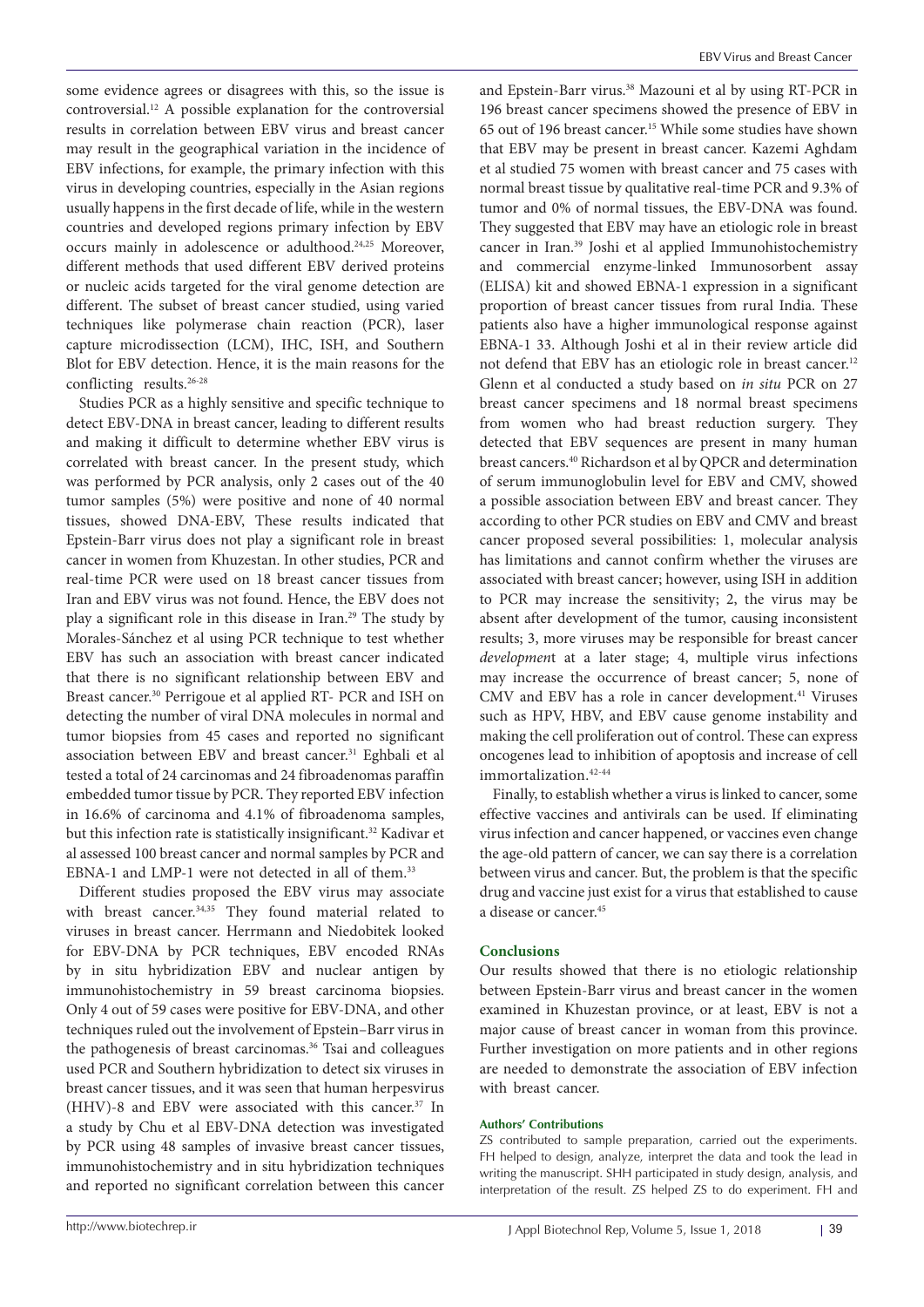some evidence agrees or disagrees with this, so the issue is controversial.[12] A possible explanation for the controversial results in correlation between EBV virus and breast cancer may result in the geographical variation in the incidence of EBV infections, for example, the primary infection with this virus in developing countries, especially in the Asian regions usually happens in the first decade of life, while in the western countries and developed regions primary infection by EBV occurs mainly in adolescence or adulthood.[24,25] Moreover, different methods that used different EBV derived proteins or nucleic acids targeted for the viral genome detection are different. The subset of breast cancer studied, using varied techniques like polymerase chain reaction (PCR), laser capture microdissection (LCM), IHC, ISH, and Southern Blot for EBV detection. Hence, it is the main reasons for the conflicting results.[26-28]

Studies PCR as a highly sensitive and specific technique to detect EBV-DNA in breast cancer, leading to different results and making it difficult to determine whether EBV virus is correlated with breast cancer. In the present study, which was performed by PCR analysis, only 2 cases out of the 40 tumor samples (5%) were positive and none of 40 normal tissues, showed DNA-EBV, These results indicated that Epstein-Barr virus does not play a significant role in breast cancer in women from Khuzestan. In other studies, PCR and real-time PCR were used on 18 breast cancer tissues from Iran and EBV virus was not found. Hence, the EBV does not play a significant role in this disease in Iran.[29] The study by Morales-Sánchez et al using PCR technique to test whether EBV has such an association with breast cancer indicated that there is no significant relationship between EBV and Breast cancer.[30] Perrigoue et al applied RT- PCR and ISH on detecting the number of viral DNA molecules in normal and tumor biopsies from 45 cases and reported no significant association between EBV and breast cancer.[31] Eghbali et al tested a total of 24 carcinomas and 24 fibroadenomas paraffin embedded tumor tissue by PCR. They reported EBV infection in 16.6% of carcinoma and 4.1% of fibroadenoma samples, but this infection rate is statistically insignificant.[32] Kadivar et al assessed 100 breast cancer and normal samples by PCR and EBNA-1 and LMP-1 were not detected in all of them.[33]

Different studies proposed the EBV virus may associate with breast cancer.[34,35] They found material related to viruses in breast cancer. Herrmann and Niedobitek looked for EBV-DNA by PCR techniques, EBV encoded RNAs by in situ hybridization EBV and nuclear antigen by immunohistochemistry in 59 breast carcinoma biopsies. Only 4 out of 59 cases were positive for EBV-DNA, and other techniques ruled out the involvement of Epstein–Barr virus in the pathogenesis of breast carcinomas.[36] Tsai and colleagues used PCR and Southern hybridization to detect six viruses in breast cancer tissues, and it was seen that human herpesvirus (HHV)-8 and EBV were associated with this cancer.[37] In a study by Chu et al EBV-DNA detection was investigated by PCR using 48 samples of invasive breast cancer tissues, immunohistochemistry and in situ hybridization techniques and reported no significant correlation between this cancer and Epstein-Barr virus.[38] Mazouni et al by using RT-PCR in 196 breast cancer specimens showed the presence of EBV in 65 out of 196 breast cancer.[15] While some studies have shown that EBV may be present in breast cancer. Kazemi Aghdam et al studied 75 women with breast cancer and 75 cases with normal breast tissue by qualitative real-time PCR and 9.3% of tumor and 0% of normal tissues, the EBV-DNA was found. They suggested that EBV may have an etiologic role in breast cancer in Iran.[39] Joshi et al applied Immunohistochemistry and commercial enzyme-linked Immunosorbent assay (ELISA) kit and showed EBNA-1 expression in a significant proportion of breast cancer tissues from rural India. These patients also have a higher immunological response against EBNA-1 33. Although Joshi et al in their review article did not defend that EBV has an etiologic role in breast cancer.[12] Glenn et al conducted a study based on *in situ* PCR on 27 breast cancer specimens and 18 normal breast specimens from women who had breast reduction surgery. They detected that EBV sequences are present in many human breast cancers.[40] Richardson et al by QPCR and determination of serum immunoglobulin level for EBV and CMV, showed a possible association between EBV and breast cancer. They according to other PCR studies on EBV and CMV and breast cancer proposed several possibilities: 1, molecular analysis has limitations and cannot confirm whether the viruses are associated with breast cancer; however, using ISH in addition to PCR may increase the sensitivity; 2, the virus may be absent after development of the tumor, causing inconsistent results; 3, more viruses may be responsible for breast cancer *developmen*t at a later stage; 4, multiple virus infections may increase the occurrence of breast cancer; 5, none of CMV and EBV has a role in cancer development.[41] Viruses such as HPV, HBV, and EBV cause genome instability and making the cell proliferation out of control. These can express oncogenes lead to inhibition of apoptosis and increase of cell immortalization.[42-44]

Finally, to establish whether a virus is linked to cancer, some effective vaccines and antivirals can be used. If eliminating virus infection and cancer happened, or vaccines even change the age-old pattern of cancer, we can say there is a correlation between virus and cancer. But, the problem is that the specific drug and vaccine just exist for a virus that established to cause a disease or cancer.[45]

## Conclusions

Our results showed that there is no etiologic relationship between Epstein-Barr virus and breast cancer in the women examined in Khuzestan province, or at least, EBV is not a major cause of breast cancer in woman from this province. Further investigation on more patients and in other regions are needed to demonstrate the association of EBV infection with breast cancer.

#### Authors' Contributions

ZS contributed to sample preparation, carried out the experiments. FH helped to design, analyze, interpret the data and took the lead in writing the manuscript. SHH participated in study design, analysis, and interpretation of the result. ZS helped ZS to do experiment. FH and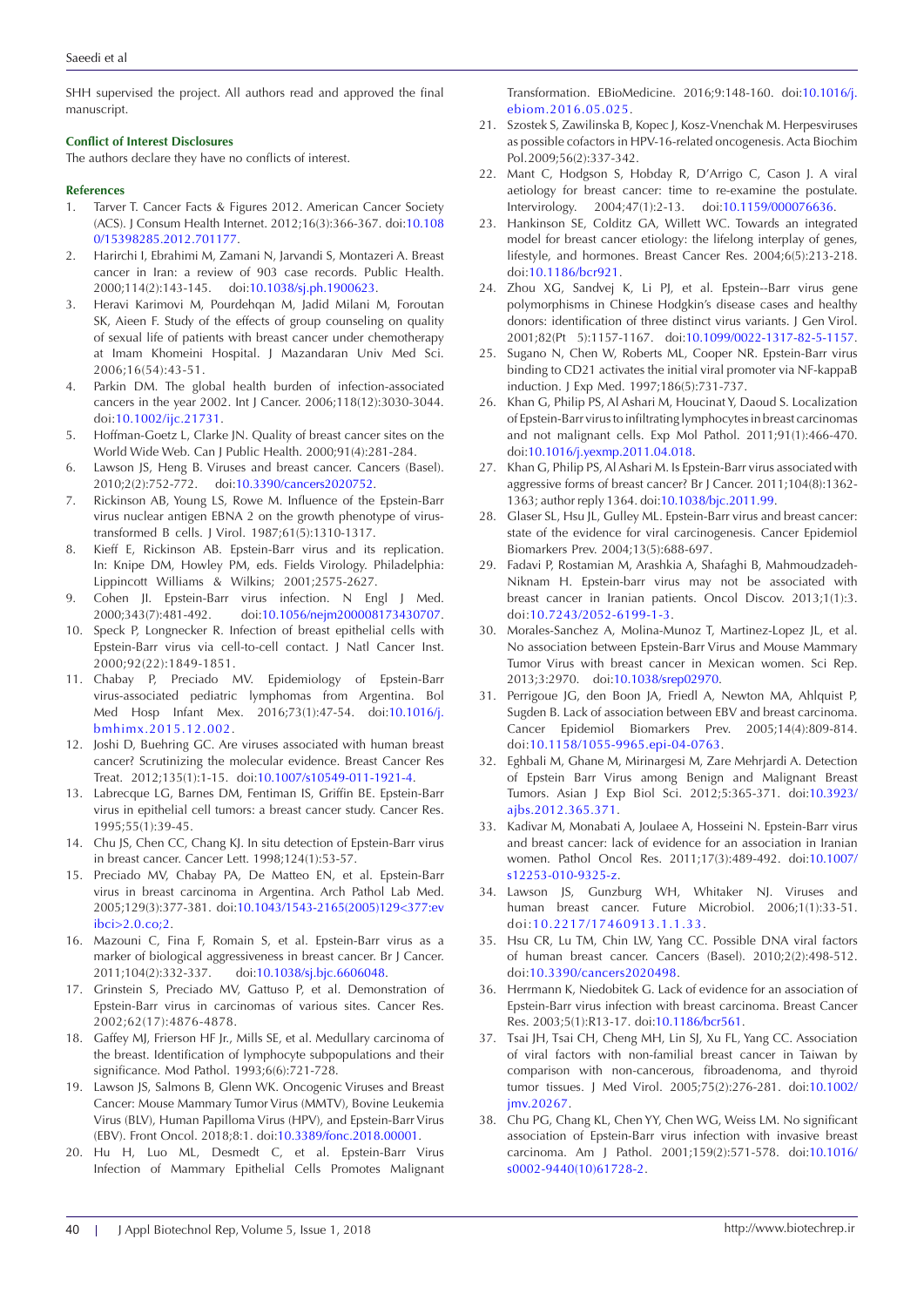SHH supervised the project. All authors read and approved the final manuscript.

### Conflict of Interest Disclosures

The authors declare they have no conflicts of interest.

### References

1. Tarver T. Cancer Facts & Figures 2012. American Cancer Society (ACS). J Consum Health Internet. 2012;16(3):366-367. doi:10.1080/15398285.2012.701177.
2. Harirchi I, Ebrahimi M, Zamani N, Jarvandi S, Montazeri A. Breast cancer in Iran: a review of 903 case records. Public Health. 2000;114(2):143-145. doi:10.1038/sj.ph.1900623.
3. Heravi Karimovi M, Pourdehqan M, Jadid Milani M, Foroutan SK, Aieen F. Study of the effects of group counseling on quality of sexual life of patients with breast cancer under chemotherapy at Imam Khomeini Hospital. J Mazandaran Univ Med Sci. 2006;16(54):43-51.
4. Parkin DM. The global health burden of infection-associated cancers in the year 2002. Int J Cancer. 2006;118(12):3030-3044. doi:10.1002/ijc.21731.
5. Hoffman-Goetz L, Clarke JN. Quality of breast cancer sites on the World Wide Web. Can J Public Health. 2000;91(4):281-284.
6. Lawson JS, Heng B. Viruses and breast cancer. Cancers (Basel). 2010;2(2):752-772. doi:10.3390/cancers2020752.
7. Rickinson AB, Young LS, Rowe M. Influence of the Epstein-Barr virus nuclear antigen EBNA 2 on the growth phenotype of virus-transformed B cells. J Virol. 1987;61(5):1310-1317.
8. Kieff E, Rickinson AB. Epstein-Barr virus and its replication. In: Knipe DM, Howley PM, eds. Fields Virology. Philadelphia: Lippincott Williams & Wilkins; 2001;2575-2627.
9. Cohen JI. Epstein-Barr virus infection. N Engl J Med. 2000;343(7):481-492. doi:10.1056/nejm200008173430707.
10. Speck P, Longnecker R. Infection of breast epithelial cells with Epstein-Barr virus via cell-to-cell contact. J Natl Cancer Inst. 2000;92(22):1849-1851.
11. Chabay P, Preciado MV. Epidemiology of Epstein-Barr virus-associated pediatric lymphomas from Argentina. Bol Med Hosp Infant Mex. 2016;73(1):47-54. doi:10.1016/j.bmhimx.2015.12.002.
12. Joshi D, Buehring GC. Are viruses associated with human breast cancer? Scrutinizing the molecular evidence. Breast Cancer Res Treat. 2012;135(1):1-15. doi:10.1007/s10549-011-1921-4.
13. Labrecque LG, Barnes DM, Fentiman IS, Griffin BE. Epstein-Barr virus in epithelial cell tumors: a breast cancer study. Cancer Res. 1995;55(1):39-45.
14. Chu JS, Chen CC, Chang KJ. In situ detection of Epstein-Barr virus in breast cancer. Cancer Lett. 1998;124(1):53-57.
15. Preciado MV, Chabay PA, De Matteo EN, et al. Epstein-Barr virus in breast carcinoma in Argentina. Arch Pathol Lab Med. 2005;129(3):377-381. doi:10.1043/1543-2165(2005)129<377:evibci>2.0.co;2.
16. Mazouni C, Fina F, Romain S, et al. Epstein-Barr virus as a marker of biological aggressiveness in breast cancer. Br J Cancer. 2011;104(2):332-337. doi:10.1038/sj.bjc.6606048.
17. Grinstein S, Preciado MV, Gattuso P, et al. Demonstration of Epstein-Barr virus in carcinomas of various sites. Cancer Res. 2002;62(17):4876-4878.
18. Gaffey MJ, Frierson HF Jr., Mills SE, et al. Medullary carcinoma of the breast. Identification of lymphocyte subpopulations and their significance. Mod Pathol. 1993;6(6):721-728.
19. Lawson JS, Salmons B, Glenn WK. Oncogenic Viruses and Breast Cancer: Mouse Mammary Tumor Virus (MMTV), Bovine Leukemia Virus (BLV), Human Papilloma Virus (HPV), and Epstein-Barr Virus (EBV). Front Oncol. 2018;8:1. doi:10.3389/fonc.2018.00001.
20. Hu H, Luo ML, Desmedt C, et al. Epstein-Barr Virus Infection of Mammary Epithelial Cells Promotes Malignant Transformation. EBioMedicine. 2016;9:148-160. doi:10.1016/j.ebiom.2016.05.025.
21. Szostek S, Zawilinska B, Kopec J, Kosz-Vnenchak M. Herpesviruses as possible cofactors in HPV-16-related oncogenesis. Acta Biochim Pol.2009;56(2):337-342.
22. Mant C, Hodgson S, Hobday R, D'Arrigo C, Cason J. A viral aetiology for breast cancer: time to re-examine the postulate. Intervirology. 2004;47(1):2-13. doi:10.1159/000076636.
23. Hankinson SE, Colditz GA, Willett WC. Towards an integrated model for breast cancer etiology: the lifelong interplay of genes, lifestyle, and hormones. Breast Cancer Res. 2004;6(5):213-218. doi:10.1186/bcr921.
24. Zhou XG, Sandvej K, Li PJ, et al. Epstein--Barr virus gene polymorphisms in Chinese Hodgkin's disease cases and healthy donors: identification of three distinct virus variants. J Gen Virol. 2001;82(Pt 5):1157-1167. doi:10.1099/0022-1317-82-5-1157.
25. Sugano N, Chen W, Roberts ML, Cooper NR. Epstein-Barr virus binding to CD21 activates the initial viral promoter via NF-kappaB induction. J Exp Med. 1997;186(5):731-737.
26. Khan G, Philip PS, Al Ashari M, Houcinat Y, Daoud S. Localization of Epstein-Barr virus to infiltrating lymphocytes in breast carcinomas and not malignant cells. Exp Mol Pathol. 2011;91(1):466-470. doi:10.1016/j.yexmp.2011.04.018.
27. Khan G, Philip PS, Al Ashari M. Is Epstein-Barr virus associated with aggressive forms of breast cancer? Br J Cancer. 2011;104(8):1362-1363; author reply 1364. doi:10.1038/bjc.2011.99.
28. Glaser SL, Hsu JL, Gulley ML. Epstein-Barr virus and breast cancer: state of the evidence for viral carcinogenesis. Cancer Epidemiol Biomarkers Prev. 2004;13(5):688-697.
29. Fadavi P, Rostamian M, Arashkia A, Shafaghi B, Mahmoudzadeh-Niknam H. Epstein-barr virus may not be associated with breast cancer in Iranian patients. Oncol Discov. 2013;1(1):3. doi:10.7243/2052-6199-1-3.
30. Morales-Sanchez A, Molina-Munoz T, Martinez-Lopez JL, et al. No association between Epstein-Barr Virus and Mouse Mammary Tumor Virus with breast cancer in Mexican women. Sci Rep. 2013;3:2970. doi:10.1038/srep02970.
31. Perrigoue JG, den Boon JA, Friedl A, Newton MA, Ahlquist P, Sugden B. Lack of association between EBV and breast carcinoma. Cancer Epidemiol Biomarkers Prev. 2005;14(4):809-814. doi:10.1158/1055-9965.epi-04-0763.
32. Eghbali M, Ghane M, Mirinargesi M, Zare Mehrjardi A. Detection of Epstein Barr Virus among Benign and Malignant Breast Tumors. Asian J Exp Biol Sci. 2012;5:365-371. doi:10.3923/ajbs.2012.365.371.
33. Kadivar M, Monabati A, Joulaee A, Hosseini N. Epstein-Barr virus and breast cancer: lack of evidence for an association in Iranian women. Pathol Oncol Res. 2011;17(3):489-492. doi:10.1007/s12253-010-9325-z.
34. Lawson JS, Gunzburg WH, Whitaker NJ. Viruses and human breast cancer. Future Microbiol. 2006;1(1):33-51. doi:10.2217/17460913.1.1.33.
35. Hsu CR, Lu TM, Chin LW, Yang CC. Possible DNA viral factors of human breast cancer. Cancers (Basel). 2010;2(2):498-512. doi:10.3390/cancers2020498.
36. Herrmann K, Niedobitek G. Lack of evidence for an association of Epstein-Barr virus infection with breast carcinoma. Breast Cancer Res. 2003;5(1):R13-17. doi:10.1186/bcr561.
37. Tsai JH, Tsai CH, Cheng MH, Lin SJ, Xu FL, Yang CC. Association of viral factors with non-familial breast cancer in Taiwan by comparison with non-cancerous, fibroadenoma, and thyroid tumor tissues. J Med Virol. 2005;75(2):276-281. doi:10.1002/jmv.20267.
38. Chu PG, Chang KL, Chen YY, Chen WG, Weiss LM. No significant association of Epstein-Barr virus infection with invasive breast carcinoma. Am J Pathol. 2001;159(2):571-578. doi:10.1016/s0002-9440(10)61728-2.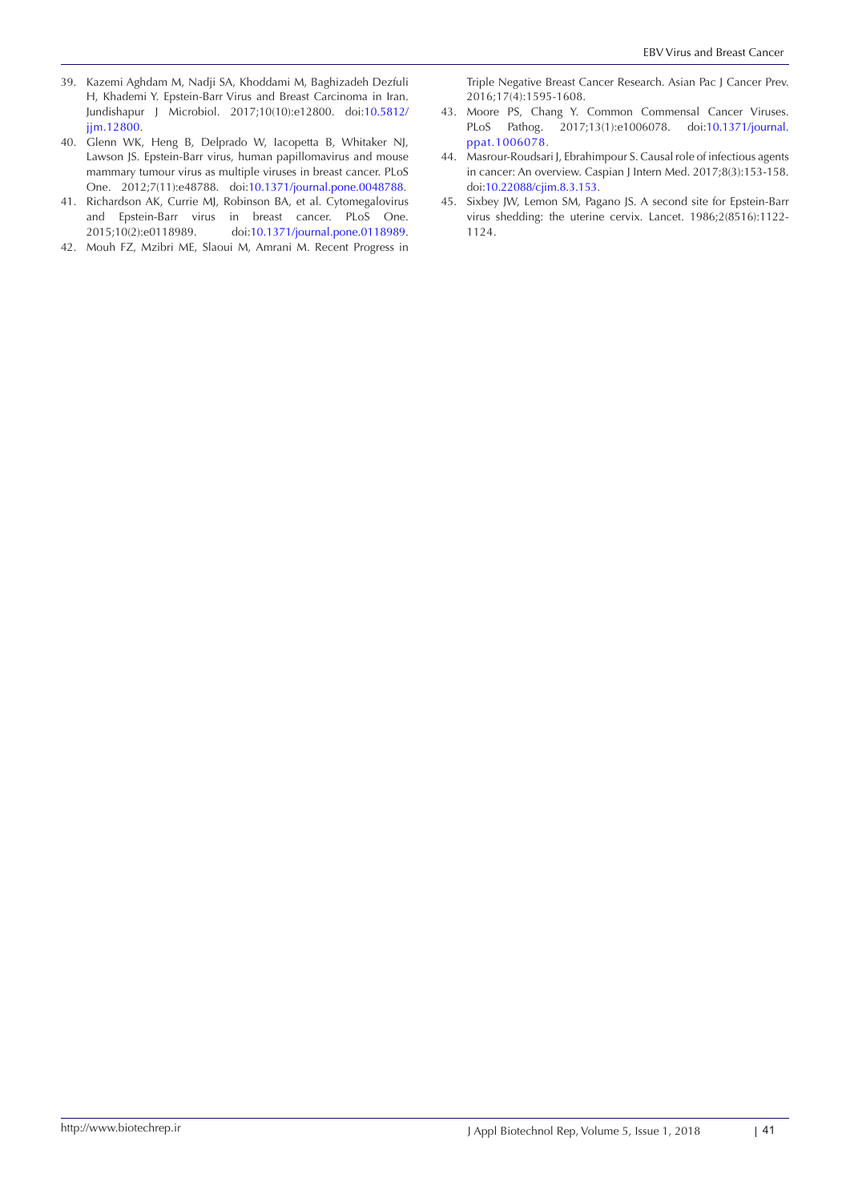39. Kazemi Aghdam M, Nadji SA, Khoddami M, Baghizadeh Dezfuli H, Khademi Y. Epstein-Barr Virus and Breast Carcinoma in Iran. Jundishapur J Microbiol. 2017;10(10):e12800. doi:10.5812/jjm.12800.
40. Glenn WK, Heng B, Delprado W, Iacopetta B, Whitaker NJ, Lawson JS. Epstein-Barr virus, human papillomavirus and mouse mammary tumour virus as multiple viruses in breast cancer. PLoS One. 2012;7(11):e48788. doi:10.1371/journal.pone.0048788.
41. Richardson AK, Currie MJ, Robinson BA, et al. Cytomegalovirus and Epstein-Barr virus in breast cancer. PLoS One. 2015;10(2):e0118989. doi:10.1371/journal.pone.0118989.
42. Mouh FZ, Mzibri ME, Slaoui M, Amrani M. Recent Progress in Triple Negative Breast Cancer Research. Asian Pac J Cancer Prev. 2016;17(4):1595-1608.
43. Moore PS, Chang Y. Common Commensal Cancer Viruses. PLoS Pathog. 2017;13(1):e1006078. doi:10.1371/journal.ppat.1006078.
44. Masrour-Roudsari J, Ebrahimpour S. Causal role of infectious agents in cancer: An overview. Caspian J Intern Med. 2017;8(3):153-158. doi:10.22088/cjim.8.3.153.
45. Sixbey JW, Lemon SM, Pagano JS. A second site for Epstein-Barr virus shedding: the uterine cervix. Lancet. 1986;2(8516):1122-1124.